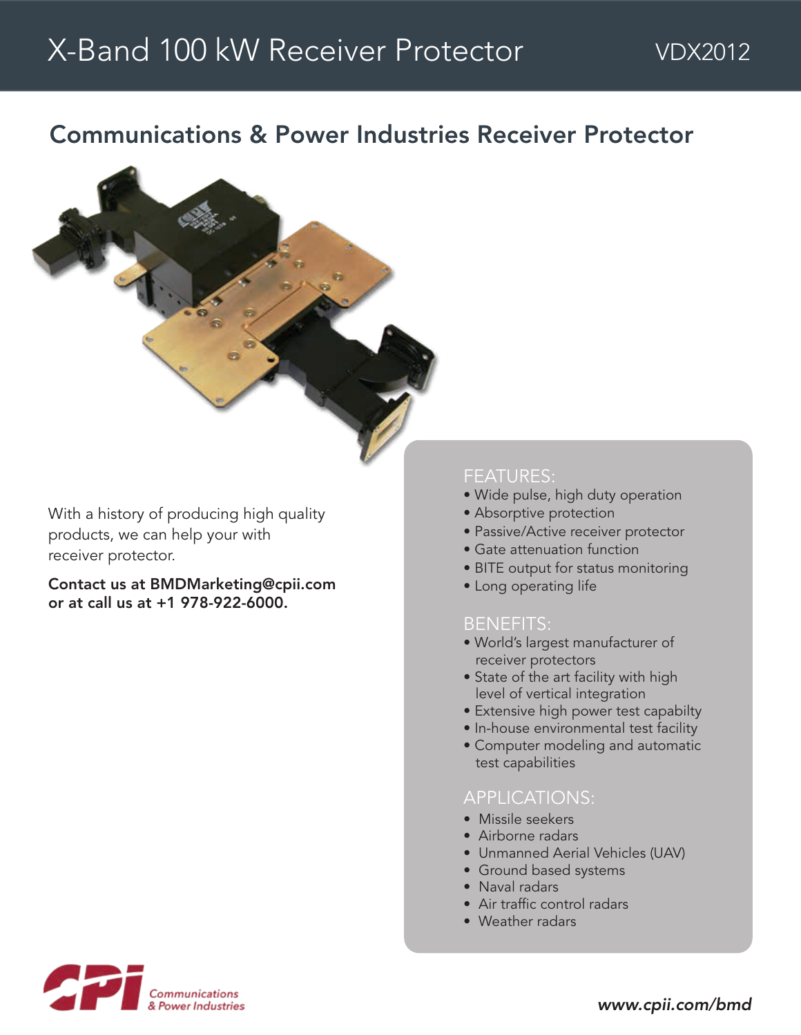# X-Band 100 kW Receiver Protector

VDX2012

## Communications & Power Industries Receiver Protector

With a history of producing high quality products, we can help your with receiver protector.

**Contact us at BMDMarketing@cpii.com or at call us at +1 978-922-6000.**

### FEATURES:

- Wide pulse, high duty operation
- Absorptive protection
- Passive/Active receiver protector
- Gate attenuation function
- BITE output for status monitoring
- Long operating life

### BENEFITS:

- World's largest manufacturer of receiver protectors
- State of the art facility with high level of vertical integration
- Extensive high power test capabilty
- In-house environmental test facility
- Computer modeling and automatic test capabilities

### APPLICATIONS:

- Missile seekers
- Airborne radars
- Unmanned Aerial Vehicles (UAV)
- Ground based systems
- Naval radars
- Air traffic control radars
- Weather radars

CPI Communications & Power Industries

*www.cpii.com/bmd*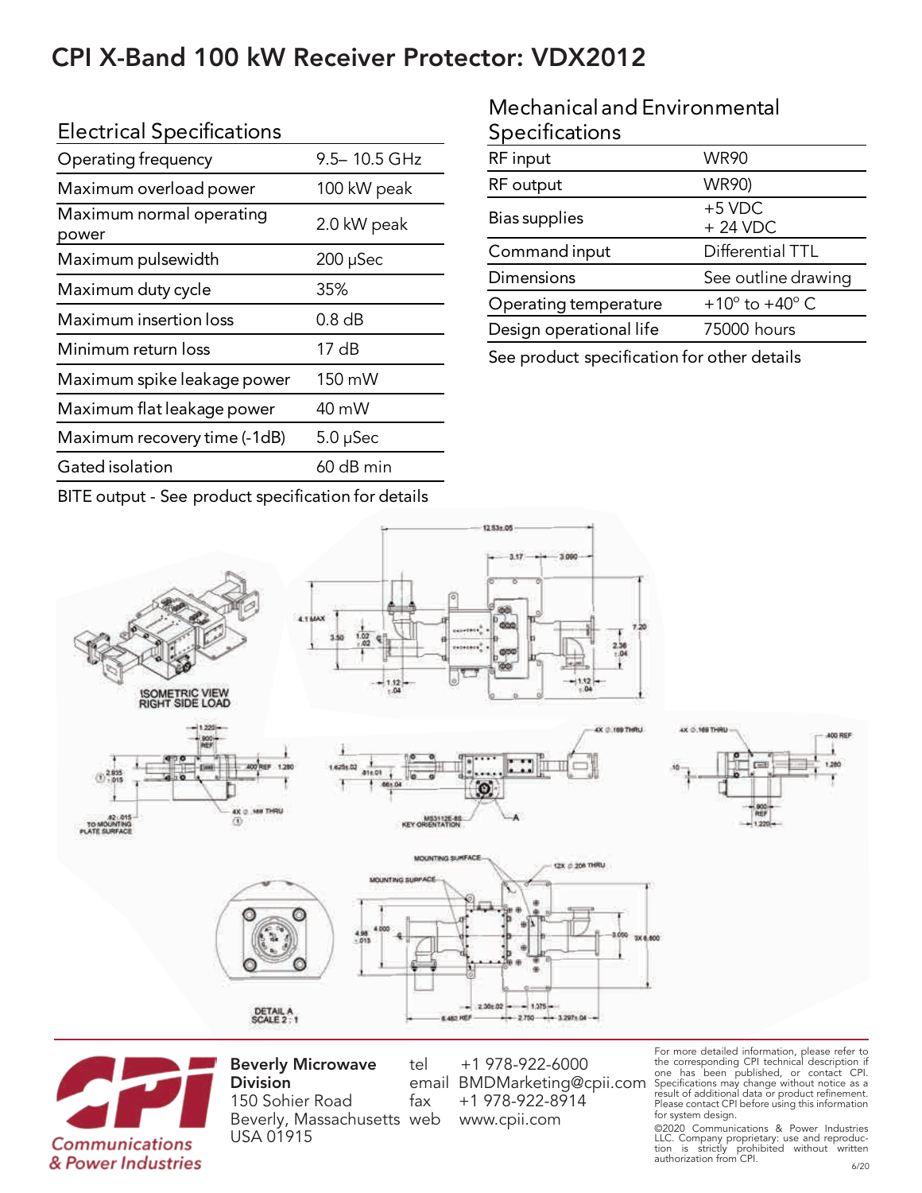# CPI X-Band 100 kW Receiver Protector: VDX2012

## Electrical Specifications

| | |
|---|---|
| Operating frequency | 9.5– 10.5 GHz |
| Maximum overload power | 100 kW peak |
| Maximum normal operating power | 2.0 kW peak |
| Maximum pulsewidth | 200 µSec |
| Maximum duty cycle | 35% |
| Maximum insertion loss | 0.8 dB |
| Minimum return loss | 17 dB |
| Maximum spike leakage power | 150 mW |
| Maximum flat leakage power | 40 mW |
| Maximum recovery time (-1dB) | 5.0 µSec |
| Gated isolation | 60 dB min |

BITE output - See product specification for details

## Mechanical and Environmental Specifications

| | |
|---|---|
| RF input | WR90 |
| RF output | WR90) |
| Bias supplies | +5 VDC<br>+ 24 VDC |
| Command input | Differential TTL |
| Dimensions | See outline drawing |
| Operating temperature | +10° to +40° C |
| Design operational life | 75000 hours |

See product specification for other details

ISOMETRIC VIEW
RIGHT SIDE LOAD

12.53±.05
3.17
3.090
4.1 MAX
3.50
1.02 ±.02
7.20
2.38 ±.04
1.12 ±.04
1.12 ±.04

1.220
.900 REF
2.935 ±.015
.400 REF
1.280
.42 ±.015 TO MOUNTING PLATE SURFACE
4X ⌀ .169 THRU
1
1.625±.02
.81±.01
.66±.04
4X ⌀ .169 THRU
MS3112E-8S KEY ORIENTATION
A
4X ⌀ .169 THRU
.400 REF
1.280
.10
.900 REF
1.220

DETAIL A
SCALE 2 : 1

MOUNTING SURFACE
MOUNTING SURFACE
12X ⌀ .206 THRU
4.96 ±.015
4.000
3.050
3X 6.800
2.30±.02
1.375
6.482 REF
2.750
3.297±.04

**Beverly Microwave Division**
150 Sohier Road
Beverly, Massachusetts
USA 01915

tel +1 978-922-6000
email BMDMarketing@cpii.com
fax +1 978-922-8914
web www.cpii.com

For more detailed information, please refer to the corresponding CPI technical description if one has been published, or contact CPI. Specifications may change without notice as a result of additional data or product refinement. Please contact CPI before using this information for system design.

©2020 Communications & Power Industries LLC. Company proprietary: use and reproduction is strictly prohibited without written authorization from CPI.

6/20